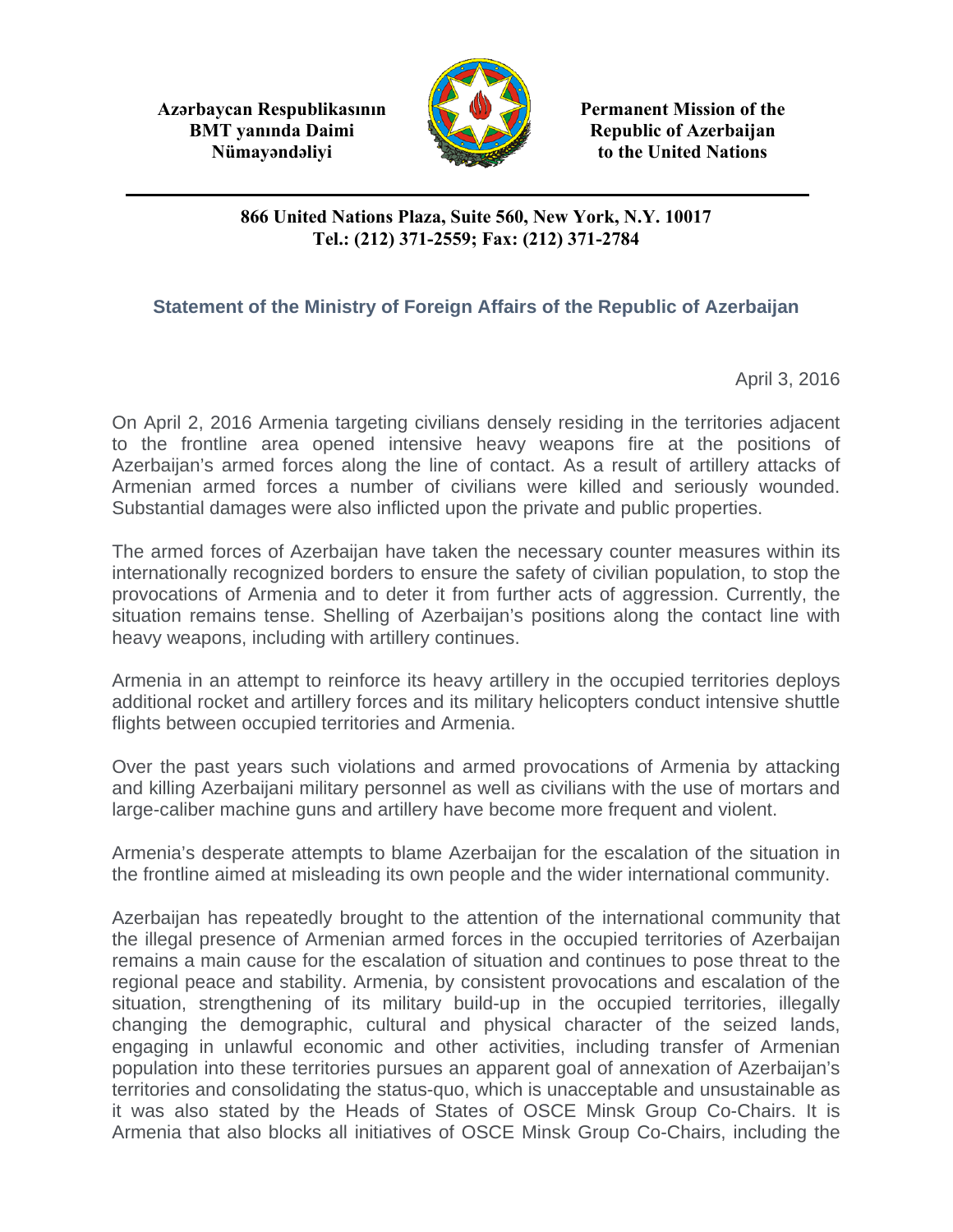**Azərbaycan Respublikasının BMT yanında Daimi Nümayəndəliyi**

**Permanent Mission of the Republic of Azerbaijan to the United Nations**

**866 United Nations Plaza, Suite 560, New York, N.Y. 10017**
**Tel.: (212) 371-2559; Fax: (212) 371-2784**

## Statement of the Ministry of Foreign Affairs of the Republic of Azerbaijan

April 3, 2016

On April 2, 2016 Armenia targeting civilians densely residing in the territories adjacent to the frontline area opened intensive heavy weapons fire at the positions of Azerbaijan's armed forces along the line of contact. As a result of artillery attacks of Armenian armed forces a number of civilians were killed and seriously wounded. Substantial damages were also inflicted upon the private and public properties.

The armed forces of Azerbaijan have taken the necessary counter measures within its internationally recognized borders to ensure the safety of civilian population, to stop the provocations of Armenia and to deter it from further acts of aggression. Currently, the situation remains tense. Shelling of Azerbaijan's positions along the contact line with heavy weapons, including with artillery continues.

Armenia in an attempt to reinforce its heavy artillery in the occupied territories deploys additional rocket and artillery forces and its military helicopters conduct intensive shuttle flights between occupied territories and Armenia.

Over the past years such violations and armed provocations of Armenia by attacking and killing Azerbaijani military personnel as well as civilians with the use of mortars and large-caliber machine guns and artillery have become more frequent and violent.

Armenia's desperate attempts to blame Azerbaijan for the escalation of the situation in the frontline aimed at misleading its own people and the wider international community.

Azerbaijan has repeatedly brought to the attention of the international community that the illegal presence of Armenian armed forces in the occupied territories of Azerbaijan remains a main cause for the escalation of situation and continues to pose threat to the regional peace and stability. Armenia, by consistent provocations and escalation of the situation, strengthening of its military build-up in the occupied territories, illegally changing the demographic, cultural and physical character of the seized lands, engaging in unlawful economic and other activities, including transfer of Armenian population into these territories pursues an apparent goal of annexation of Azerbaijan's territories and consolidating the status-quo, which is unacceptable and unsustainable as it was also stated by the Heads of States of OSCE Minsk Group Co-Chairs. It is Armenia that also blocks all initiatives of OSCE Minsk Group Co-Chairs, including the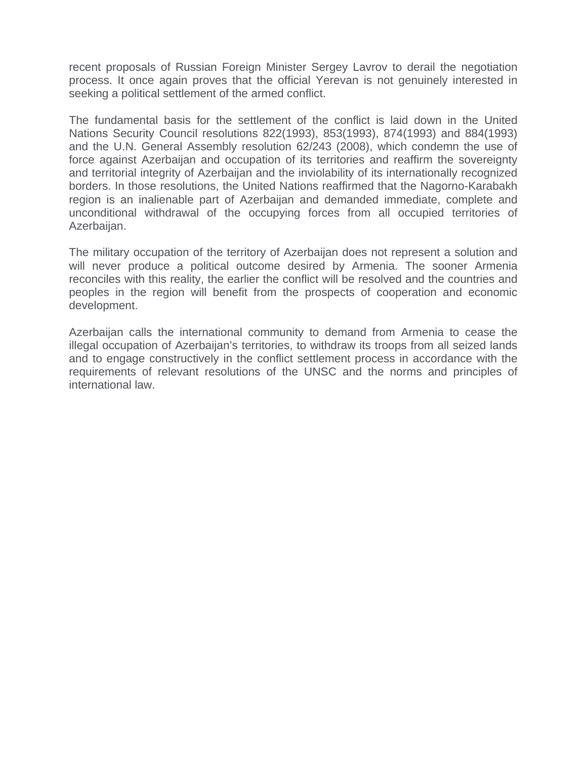recent proposals of Russian Foreign Minister Sergey Lavrov to derail the negotiation process. It once again proves that the official Yerevan is not genuinely interested in seeking a political settlement of the armed conflict.

The fundamental basis for the settlement of the conflict is laid down in the United Nations Security Council resolutions 822(1993), 853(1993), 874(1993) and 884(1993) and the U.N. General Assembly resolution 62/243 (2008), which condemn the use of force against Azerbaijan and occupation of its territories and reaffirm the sovereignty and territorial integrity of Azerbaijan and the inviolability of its internationally recognized borders. In those resolutions, the United Nations reaffirmed that the Nagorno-Karabakh region is an inalienable part of Azerbaijan and demanded immediate, complete and unconditional withdrawal of the occupying forces from all occupied territories of Azerbaijan.

The military occupation of the territory of Azerbaijan does not represent a solution and will never produce a political outcome desired by Armenia. The sooner Armenia reconciles with this reality, the earlier the conflict will be resolved and the countries and peoples in the region will benefit from the prospects of cooperation and economic development.

Azerbaijan calls the international community to demand from Armenia to cease the illegal occupation of Azerbaijan's territories, to withdraw its troops from all seized lands and to engage constructively in the conflict settlement process in accordance with the requirements of relevant resolutions of the UNSC and the norms and principles of international law.